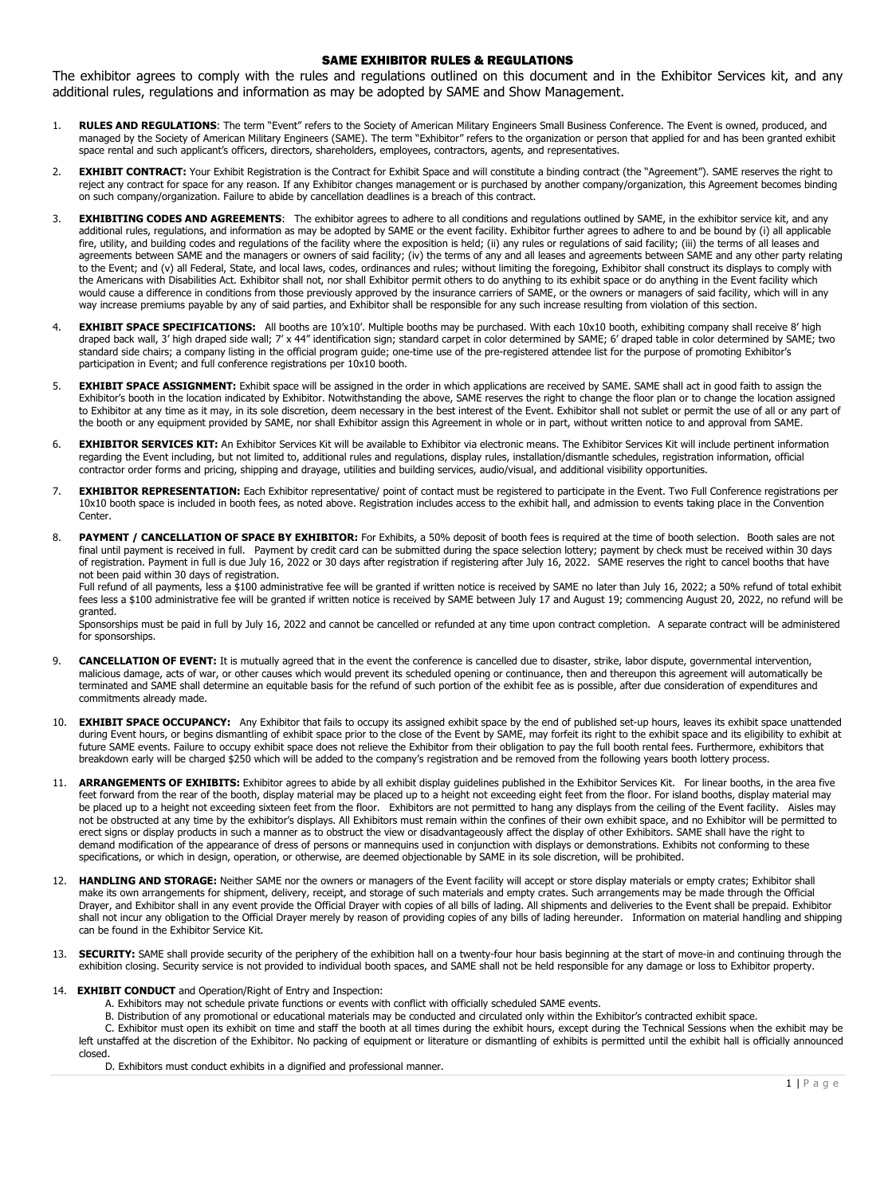# SAME EXHIBITOR RULES & REGULATIONS

The exhibitor agrees to comply with the rules and regulations outlined on this document and in the Exhibitor Services kit, and any additional rules, regulations and information as may be adopted by SAME and Show Management.

1. **RULES AND REGULATIONS**: The term "Event" refers to the Society of American Military Engineers Small Business Conference. The Event is owned, produced, and managed by the Society of American Military Engineers (SAME). The term "Exhibitor" refers to the organization or person that applied for and has been granted exhibit space rental and such applicant's officers, directors, shareholders, employees, contractors, agents, and representatives.

2. **EXHIBIT CONTRACT:** Your Exhibit Registration is the Contract for Exhibit Space and will constitute a binding contract (the "Agreement"). SAME reserves the right to reject any contract for space for any reason. If any Exhibitor changes management or is purchased by another company/organization, this Agreement becomes binding on such company/organization. Failure to abide by cancellation deadlines is a breach of this contract.

3. **EXHIBITING CODES AND AGREEMENTS**: The exhibitor agrees to adhere to all conditions and regulations outlined by SAME, in the exhibitor service kit, and any additional rules, regulations, and information as may be adopted by SAME or the event facility. Exhibitor further agrees to adhere to and be bound by (i) all applicable fire, utility, and building codes and regulations of the facility where the exposition is held; (ii) any rules or regulations of said facility; (iii) the terms of all leases and agreements between SAME and the managers or owners of said facility; (iv) the terms of any and all leases and agreements between SAME and any other party relating to the Event; and (v) all Federal, State, and local laws, codes, ordinances and rules; without limiting the foregoing, Exhibitor shall construct its displays to comply with the Americans with Disabilities Act. Exhibitor shall not, nor shall Exhibitor permit others to do anything to its exhibit space or do anything in the Event facility which would cause a difference in conditions from those previously approved by the insurance carriers of SAME, or the owners or managers of said facility, which will in any way increase premiums payable by any of said parties, and Exhibitor shall be responsible for any such increase resulting from violation of this section.

4. **EXHIBIT SPACE SPECIFICATIONS:** All booths are 10'x10'. Multiple booths may be purchased. With each 10x10 booth, exhibiting company shall receive 8' high draped back wall, 3' high draped side wall; 7' x 44" identification sign; standard carpet in color determined by SAME; 6' draped table in color determined by SAME; two standard side chairs; a company listing in the official program guide; one-time use of the pre-registered attendee list for the purpose of promoting Exhibitor's participation in Event; and full conference registrations per 10x10 booth.

5. **EXHIBIT SPACE ASSIGNMENT:** Exhibit space will be assigned in the order in which applications are received by SAME. SAME shall act in good faith to assign the Exhibitor's booth in the location indicated by Exhibitor. Notwithstanding the above, SAME reserves the right to change the floor plan or to change the location assigned to Exhibitor at any time as it may, in its sole discretion, deem necessary in the best interest of the Event. Exhibitor shall not sublet or permit the use of all or any part of the booth or any equipment provided by SAME, nor shall Exhibitor assign this Agreement in whole or in part, without written notice to and approval from SAME.

6. **EXHIBITOR SERVICES KIT:** An Exhibitor Services Kit will be available to Exhibitor via electronic means. The Exhibitor Services Kit will include pertinent information regarding the Event including, but not limited to, additional rules and regulations, display rules, installation/dismantle schedules, registration information, official contractor order forms and pricing, shipping and drayage, utilities and building services, audio/visual, and additional visibility opportunities.

7. **EXHIBITOR REPRESENTATION:** Each Exhibitor representative/ point of contact must be registered to participate in the Event. Two Full Conference registrations per 10x10 booth space is included in booth fees, as noted above. Registration includes access to the exhibit hall, and admission to events taking place in the Convention Center.

8. **PAYMENT / CANCELLATION OF SPACE BY EXHIBITOR:** For Exhibits, a 50% deposit of booth fees is required at the time of booth selection. Booth sales are not final until payment is received in full. Payment by credit card can be submitted during the space selection lottery; payment by check must be received within 30 days of registration. Payment in full is due July 16, 2022 or 30 days after registration if registering after July 16, 2022. SAME reserves the right to cancel booths that have not been paid within 30 days of registration.
   Full refund of all payments, less a $100 administrative fee will be granted if written notice is received by SAME no later than July 16, 2022; a 50% refund of total exhibit fees less a $100 administrative fee will be granted if written notice is received by SAME between July 17 and August 19; commencing August 20, 2022, no refund will be granted.
   Sponsorships must be paid in full by July 16, 2022 and cannot be cancelled or refunded at any time upon contract completion. A separate contract will be administered for sponsorships.

9. **CANCELLATION OF EVENT:** It is mutually agreed that in the event the conference is cancelled due to disaster, strike, labor dispute, governmental intervention, malicious damage, acts of war, or other causes which would prevent its scheduled opening or continuance, then and thereupon this agreement will automatically be terminated and SAME shall determine an equitable basis for the refund of such portion of the exhibit fee as is possible, after due consideration of expenditures and commitments already made.

10. **EXHIBIT SPACE OCCUPANCY:** Any Exhibitor that fails to occupy its assigned exhibit space by the end of published set-up hours, leaves its exhibit space unattended during Event hours, or begins dismantling of exhibit space prior to the close of the Event by SAME, may forfeit its right to the exhibit space and its eligibility to exhibit at future SAME events. Failure to occupy exhibit space does not relieve the Exhibitor from their obligation to pay the full booth rental fees. Furthermore, exhibitors that breakdown early will be charged $250 which will be added to the company's registration and be removed from the following years booth lottery process.

11. **ARRANGEMENTS OF EXHIBITS:** Exhibitor agrees to abide by all exhibit display guidelines published in the Exhibitor Services Kit. For linear booths, in the area five feet forward from the rear of the booth, display material may be placed up to a height not exceeding eight feet from the floor. For island booths, display material may be placed up to a height not exceeding sixteen feet from the floor. Exhibitors are not permitted to hang any displays from the ceiling of the Event facility. Aisles may not be obstructed at any time by the exhibitor's displays. All Exhibitors must remain within the confines of their own exhibit space, and no Exhibitor will be permitted to erect signs or display products in such a manner as to obstruct the view or disadvantageously affect the display of other Exhibitors. SAME shall have the right to demand modification of the appearance of dress of persons or mannequins used in conjunction with displays or demonstrations. Exhibits not conforming to these specifications, or which in design, operation, or otherwise, are deemed objectionable by SAME in its sole discretion, will be prohibited.

12. **HANDLING AND STORAGE:** Neither SAME nor the owners or managers of the Event facility will accept or store display materials or empty crates; Exhibitor shall make its own arrangements for shipment, delivery, receipt, and storage of such materials and empty crates. Such arrangements may be made through the Official Drayer, and Exhibitor shall in any event provide the Official Drayer with copies of all bills of lading. All shipments and deliveries to the Event shall be prepaid. Exhibitor shall not incur any obligation to the Official Drayer merely by reason of providing copies of any bills of lading hereunder. Information on material handling and shipping can be found in the Exhibitor Service Kit.

13. **SECURITY:** SAME shall provide security of the periphery of the exhibition hall on a twenty-four hour basis beginning at the start of move-in and continuing through the exhibition closing. Security service is not provided to individual booth spaces, and SAME shall not be held responsible for any damage or loss to Exhibitor property.

14. **EXHIBIT CONDUCT** and Operation/Right of Entry and Inspection:
    A. Exhibitors may not schedule private functions or events with conflict with officially scheduled SAME events.
    B. Distribution of any promotional or educational materials may be conducted and circulated only within the Exhibitor's contracted exhibit space.
    C. Exhibitor must open its exhibit on time and staff the booth at all times during the exhibit hours, except during the Technical Sessions when the exhibit may be left unstaffed at the discretion of the Exhibitor. No packing of equipment or literature or dismantling of exhibits is permitted until the exhibit hall is officially announced closed.
    D. Exhibitors must conduct exhibits in a dignified and professional manner.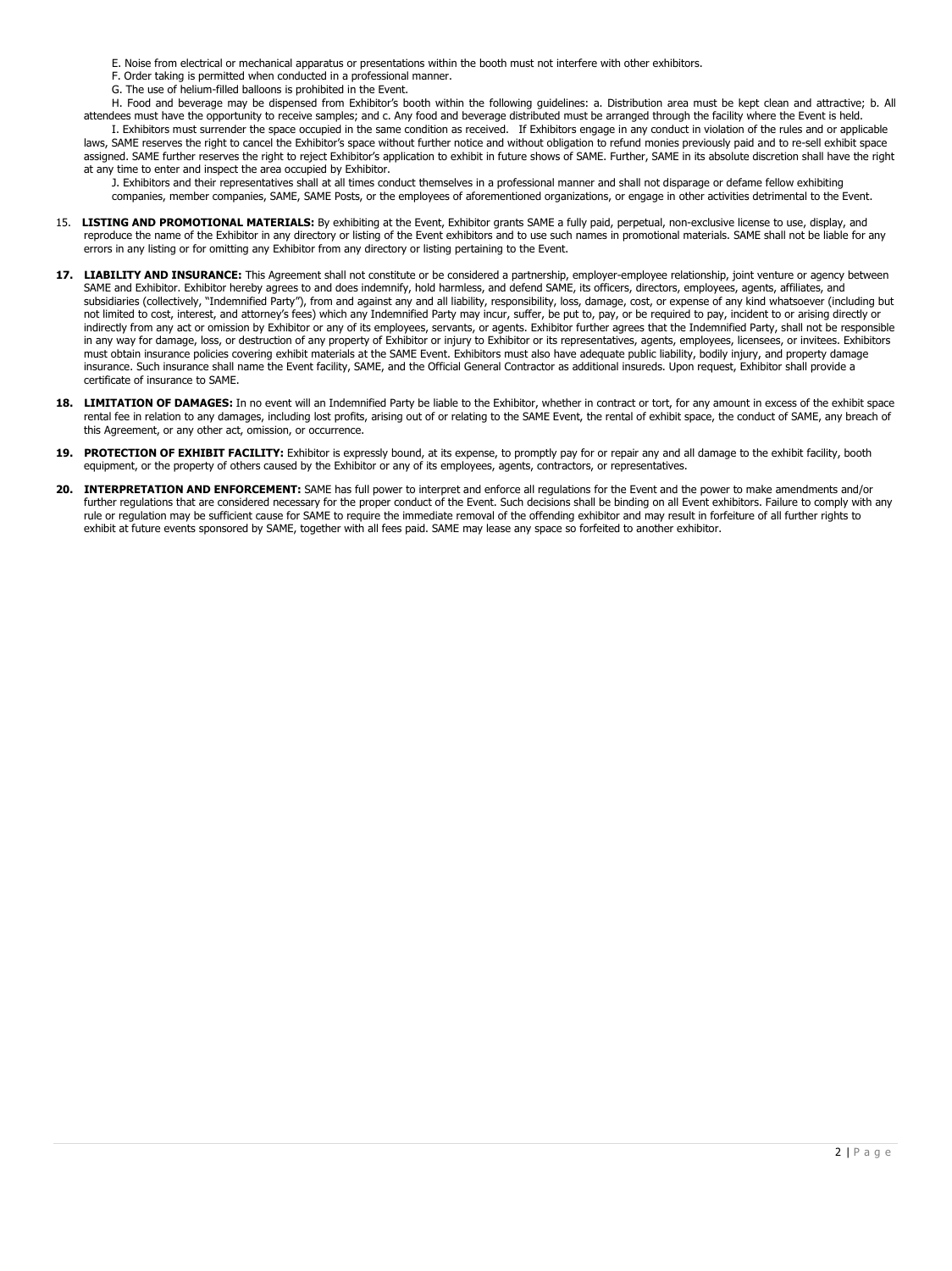E. Noise from electrical or mechanical apparatus or presentations within the booth must not interfere with other exhibitors.

F. Order taking is permitted when conducted in a professional manner.

G. The use of helium-filled balloons is prohibited in the Event.

H. Food and beverage may be dispensed from Exhibitor's booth within the following guidelines: a. Distribution area must be kept clean and attractive; b. All attendees must have the opportunity to receive samples; and c. Any food and beverage distributed must be arranged through the facility where the Event is held.

I. Exhibitors must surrender the space occupied in the same condition as received. If Exhibitors engage in any conduct in violation of the rules and or applicable laws, SAME reserves the right to cancel the Exhibitor's space without further notice and without obligation to refund monies previously paid and to re-sell exhibit space assigned. SAME further reserves the right to reject Exhibitor's application to exhibit in future shows of SAME. Further, SAME in its absolute discretion shall have the right at any time to enter and inspect the area occupied by Exhibitor.

J. Exhibitors and their representatives shall at all times conduct themselves in a professional manner and shall not disparage or defame fellow exhibiting companies, member companies, SAME, SAME Posts, or the employees of aforementioned organizations, or engage in other activities detrimental to the Event.

15. **LISTING AND PROMOTIONAL MATERIALS:** By exhibiting at the Event, Exhibitor grants SAME a fully paid, perpetual, non-exclusive license to use, display, and reproduce the name of the Exhibitor in any directory or listing of the Event exhibitors and to use such names in promotional materials. SAME shall not be liable for any errors in any listing or for omitting any Exhibitor from any directory or listing pertaining to the Event.

17. **LIABILITY AND INSURANCE:** This Agreement shall not constitute or be considered a partnership, employer-employee relationship, joint venture or agency between SAME and Exhibitor. Exhibitor hereby agrees to and does indemnify, hold harmless, and defend SAME, its officers, directors, employees, agents, affiliates, and subsidiaries (collectively, "Indemnified Party"), from and against any and all liability, responsibility, loss, damage, cost, or expense of any kind whatsoever (including but not limited to cost, interest, and attorney's fees) which any Indemnified Party may incur, suffer, be put to, pay, or be required to pay, incident to or arising directly or indirectly from any act or omission by Exhibitor or any of its employees, servants, or agents. Exhibitor further agrees that the Indemnified Party, shall not be responsible in any way for damage, loss, or destruction of any property of Exhibitor or injury to Exhibitor or its representatives, agents, employees, licensees, or invitees. Exhibitors must obtain insurance policies covering exhibit materials at the SAME Event. Exhibitors must also have adequate public liability, bodily injury, and property damage insurance. Such insurance shall name the Event facility, SAME, and the Official General Contractor as additional insureds. Upon request, Exhibitor shall provide a certificate of insurance to SAME.

18. **LIMITATION OF DAMAGES:** In no event will an Indemnified Party be liable to the Exhibitor, whether in contract or tort, for any amount in excess of the exhibit space rental fee in relation to any damages, including lost profits, arising out of or relating to the SAME Event, the rental of exhibit space, the conduct of SAME, any breach of this Agreement, or any other act, omission, or occurrence.

19. **PROTECTION OF EXHIBIT FACILITY:** Exhibitor is expressly bound, at its expense, to promptly pay for or repair any and all damage to the exhibit facility, booth equipment, or the property of others caused by the Exhibitor or any of its employees, agents, contractors, or representatives.

20. **INTERPRETATION AND ENFORCEMENT:** SAME has full power to interpret and enforce all regulations for the Event and the power to make amendments and/or further regulations that are considered necessary for the proper conduct of the Event. Such decisions shall be binding on all Event exhibitors. Failure to comply with any rule or regulation may be sufficient cause for SAME to require the immediate removal of the offending exhibitor and may result in forfeiture of all further rights to exhibit at future events sponsored by SAME, together with all fees paid. SAME may lease any space so forfeited to another exhibitor.